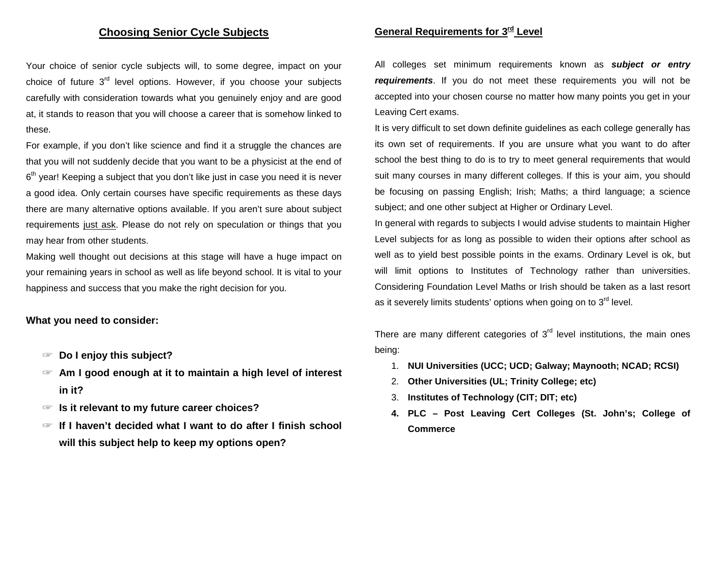## Choosing Senior Cycle Subjects

Your choice of senior cycle subjects will, to some degree, impact on your choice of future 3rd level options. However, if you choose your subjects carefully with consideration towards what you genuinely enjoy and are good at, it stands to reason that you will choose a career that is somehow linked to these.

For example, if you don't like science and find it a struggle the chances are that you will not suddenly decide that you want to be a physicist at the end of 6th year! Keeping a subject that you don't like just in case you need it is never a good idea. Only certain courses have specific requirements as these days there are many alternative options available. If you aren't sure about subject requirements just ask. Please do not rely on speculation or things that you may hear from other students.

Making well thought out decisions at this stage will have a huge impact on your remaining years in school as well as life beyond school. It is vital to your happiness and success that you make the right decision for you.

**What you need to consider:**

- **Do I enjoy this subject?**
- **Am I good enough at it to maintain a high level of interest in it?**
- **Is it relevant to my future career choices?**
- **If I haven't decided what I want to do after I finish school will this subject help to keep my options open?**

## General Requirements for 3rd Level

All colleges set minimum requirements known as ***subject or entry requirements***. If you do not meet these requirements you will not be accepted into your chosen course no matter how many points you get in your Leaving Cert exams.

It is very difficult to set down definite guidelines as each college generally has its own set of requirements. If you are unsure what you want to do after school the best thing to do is to try to meet general requirements that would suit many courses in many different colleges. If this is your aim, you should be focusing on passing English; Irish; Maths; a third language; a science subject; and one other subject at Higher or Ordinary Level.

In general with regards to subjects I would advise students to maintain Higher Level subjects for as long as possible to widen their options after school as well as to yield best possible points in the exams. Ordinary Level is ok, but will limit options to Institutes of Technology rather than universities. Considering Foundation Level Maths or Irish should be taken as a last resort as it severely limits students' options when going on to 3rd level.

There are many different categories of 3rd level institutions, the main ones being:

1. **NUI Universities (UCC; UCD; Galway; Maynooth; NCAD; RCSI)**
2. **Other Universities (UL; Trinity College; etc)**
3. **Institutes of Technology (CIT; DIT; etc)**
4. **PLC – Post Leaving Cert Colleges (St. John's; College of Commerce**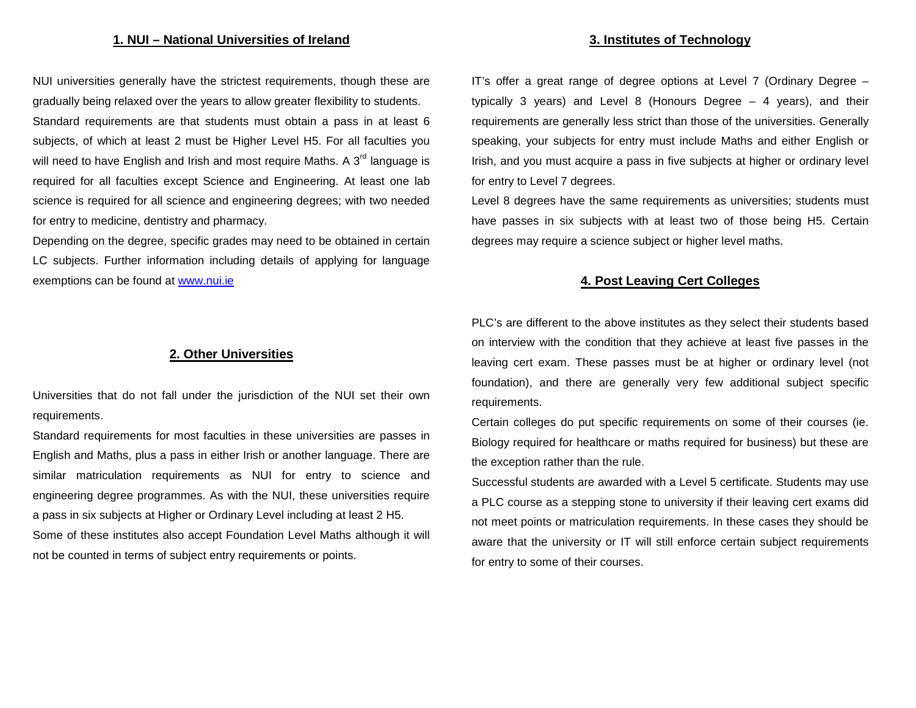## 1. NUI – National Universities of Ireland

NUI universities generally have the strictest requirements, though these are gradually being relaxed over the years to allow greater flexibility to students.

Standard requirements are that students must obtain a pass in at least 6 subjects, of which at least 2 must be Higher Level H5. For all faculties you will need to have English and Irish and most require Maths. A 3rd language is required for all faculties except Science and Engineering. At least one lab science is required for all science and engineering degrees; with two needed for entry to medicine, dentistry and pharmacy.

Depending on the degree, specific grades may need to be obtained in certain LC subjects. Further information including details of applying for language exemptions can be found at [www.nui.ie](http://www.nui.ie)

## 2. Other Universities

Universities that do not fall under the jurisdiction of the NUI set their own requirements.

Standard requirements for most faculties in these universities are passes in English and Maths, plus a pass in either Irish or another language. There are similar matriculation requirements as NUI for entry to science and engineering degree programmes. As with the NUI, these universities require a pass in six subjects at Higher or Ordinary Level including at least 2 H5.

Some of these institutes also accept Foundation Level Maths although it will not be counted in terms of subject entry requirements or points.

## 3. Institutes of Technology

IT's offer a great range of degree options at Level 7 (Ordinary Degree – typically 3 years) and Level 8 (Honours Degree – 4 years), and their requirements are generally less strict than those of the universities. Generally speaking, your subjects for entry must include Maths and either English or Irish, and you must acquire a pass in five subjects at higher or ordinary level for entry to Level 7 degrees.

Level 8 degrees have the same requirements as universities; students must have passes in six subjects with at least two of those being H5. Certain degrees may require a science subject or higher level maths.

## 4. Post Leaving Cert Colleges

PLC's are different to the above institutes as they select their students based on interview with the condition that they achieve at least five passes in the leaving cert exam. These passes must be at higher or ordinary level (not foundation), and there are generally very few additional subject specific requirements.

Certain colleges do put specific requirements on some of their courses (ie. Biology required for healthcare or maths required for business) but these are the exception rather than the rule.

Successful students are awarded with a Level 5 certificate. Students may use a PLC course as a stepping stone to university if their leaving cert exams did not meet points or matriculation requirements. In these cases they should be aware that the university or IT will still enforce certain subject requirements for entry to some of their courses.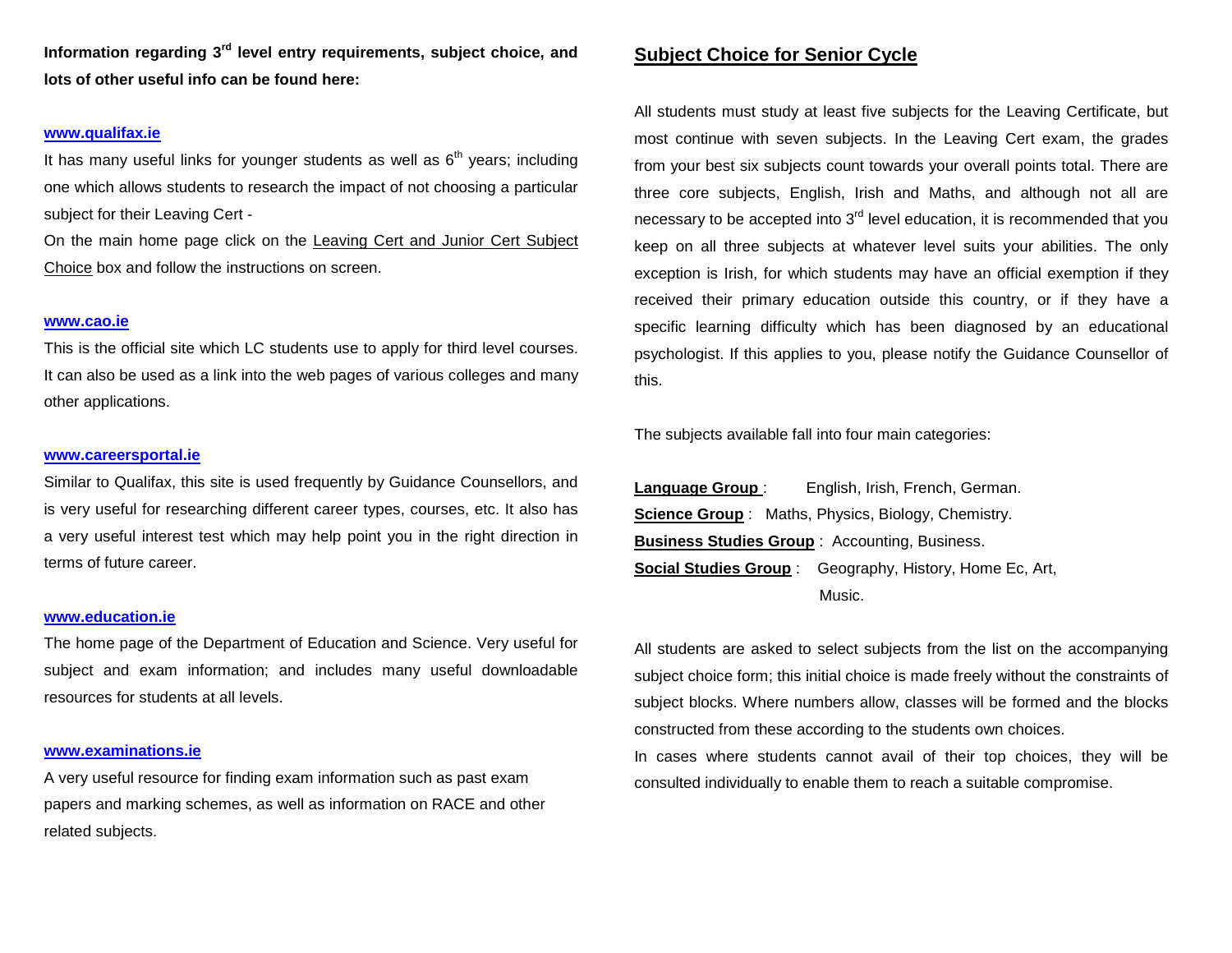**Information regarding 3rd level entry requirements, subject choice, and lots of other useful info can be found here:**

**www.qualifax.ie**

It has many useful links for younger students as well as 6th years; including one which allows students to research the impact of not choosing a particular subject for their Leaving Cert -

On the main home page click on the Leaving Cert and Junior Cert Subject Choice box and follow the instructions on screen.

**www.cao.ie**

This is the official site which LC students use to apply for third level courses. It can also be used as a link into the web pages of various colleges and many other applications.

**www.careersportal.ie**

Similar to Qualifax, this site is used frequently by Guidance Counsellors, and is very useful for researching different career types, courses, etc. It also has a very useful interest test which may help point you in the right direction in terms of future career.

**www.education.ie**

The home page of the Department of Education and Science. Very useful for subject and exam information; and includes many useful downloadable resources for students at all levels.

**www.examinations.ie**

A very useful resource for finding exam information such as past exam papers and marking schemes, as well as information on RACE and other related subjects.

## Subject Choice for Senior Cycle

All students must study at least five subjects for the Leaving Certificate, but most continue with seven subjects. In the Leaving Cert exam, the grades from your best six subjects count towards your overall points total. There are three core subjects, English, Irish and Maths, and although not all are necessary to be accepted into 3rd level education, it is recommended that you keep on all three subjects at whatever level suits your abilities. The only exception is Irish, for which students may have an official exemption if they received their primary education outside this country, or if they have a specific learning difficulty which has been diagnosed by an educational psychologist. If this applies to you, please notify the Guidance Counsellor of this.

The subjects available fall into four main categories:

**Language Group** : English, Irish, French, German.
**Science Group** : Maths, Physics, Biology, Chemistry.
**Business Studies Group** : Accounting, Business.
**Social Studies Group** : Geography, History, Home Ec, Art, Music.

All students are asked to select subjects from the list on the accompanying subject choice form; this initial choice is made freely without the constraints of subject blocks. Where numbers allow, classes will be formed and the blocks constructed from these according to the students own choices.

In cases where students cannot avail of their top choices, they will be consulted individually to enable them to reach a suitable compromise.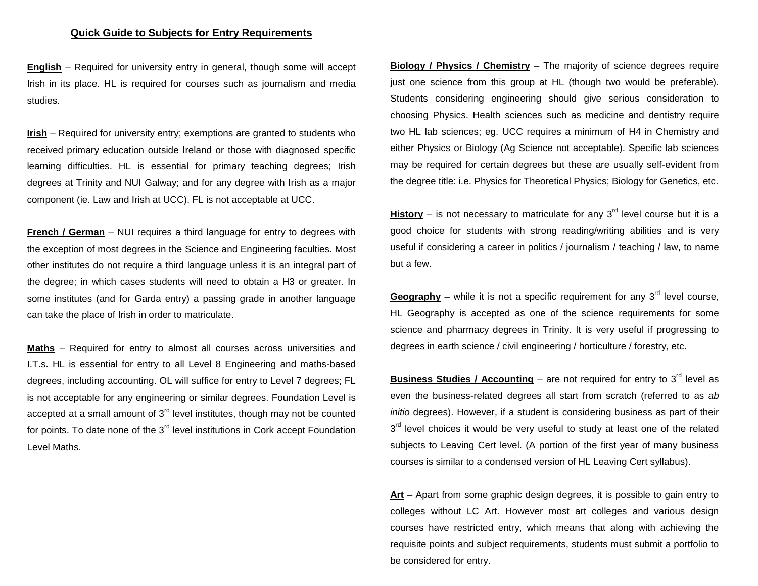## Quick Guide to Subjects for Entry Requirements

**English** – Required for university entry in general, though some will accept Irish in its place. HL is required for courses such as journalism and media studies.

**Irish** – Required for university entry; exemptions are granted to students who received primary education outside Ireland or those with diagnosed specific learning difficulties. HL is essential for primary teaching degrees; Irish degrees at Trinity and NUI Galway; and for any degree with Irish as a major component (ie. Law and Irish at UCC). FL is not acceptable at UCC.

**French / German** – NUI requires a third language for entry to degrees with the exception of most degrees in the Science and Engineering faculties. Most other institutes do not require a third language unless it is an integral part of the degree; in which cases students will need to obtain a H3 or greater. In some institutes (and for Garda entry) a passing grade in another language can take the place of Irish in order to matriculate.

**Maths** – Required for entry to almost all courses across universities and I.T.s. HL is essential for entry to all Level 8 Engineering and maths-based degrees, including accounting. OL will suffice for entry to Level 7 degrees; FL is not acceptable for any engineering or similar degrees. Foundation Level is accepted at a small amount of 3rd level institutes, though may not be counted for points. To date none of the 3rd level institutions in Cork accept Foundation Level Maths.

**Biology / Physics / Chemistry** – The majority of science degrees require just one science from this group at HL (though two would be preferable). Students considering engineering should give serious consideration to choosing Physics. Health sciences such as medicine and dentistry require two HL lab sciences; eg. UCC requires a minimum of H4 in Chemistry and either Physics or Biology (Ag Science not acceptable). Specific lab sciences may be required for certain degrees but these are usually self-evident from the degree title: i.e. Physics for Theoretical Physics; Biology for Genetics, etc.

**History** – is not necessary to matriculate for any 3rd level course but it is a good choice for students with strong reading/writing abilities and is very useful if considering a career in politics / journalism / teaching / law, to name but a few.

**Geography** – while it is not a specific requirement for any 3rd level course, HL Geography is accepted as one of the science requirements for some science and pharmacy degrees in Trinity. It is very useful if progressing to degrees in earth science / civil engineering / horticulture / forestry, etc.

**Business Studies / Accounting** – are not required for entry to 3rd level as even the business-related degrees all start from scratch (referred to as *ab initio* degrees). However, if a student is considering business as part of their 3rd level choices it would be very useful to study at least one of the related subjects to Leaving Cert level. (A portion of the first year of many business courses is similar to a condensed version of HL Leaving Cert syllabus).

**Art** – Apart from some graphic design degrees, it is possible to gain entry to colleges without LC Art. However most art colleges and various design courses have restricted entry, which means that along with achieving the requisite points and subject requirements, students must submit a portfolio to be considered for entry.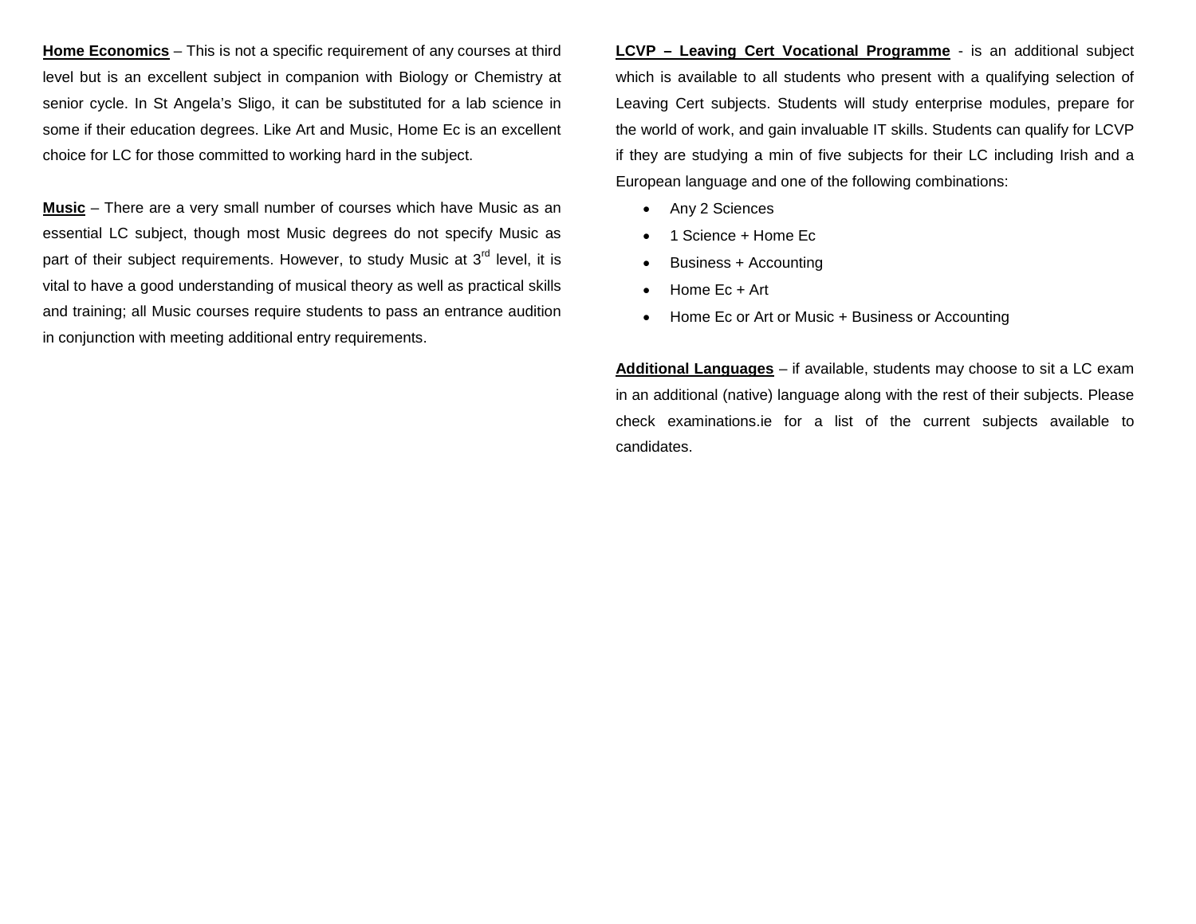**Home Economics** – This is not a specific requirement of any courses at third level but is an excellent subject in companion with Biology or Chemistry at senior cycle. In St Angela's Sligo, it can be substituted for a lab science in some if their education degrees. Like Art and Music, Home Ec is an excellent choice for LC for those committed to working hard in the subject.

**Music** – There are a very small number of courses which have Music as an essential LC subject, though most Music degrees do not specify Music as part of their subject requirements. However, to study Music at 3rd level, it is vital to have a good understanding of musical theory as well as practical skills and training; all Music courses require students to pass an entrance audition in conjunction with meeting additional entry requirements.

**LCVP – Leaving Cert Vocational Programme** - is an additional subject which is available to all students who present with a qualifying selection of Leaving Cert subjects. Students will study enterprise modules, prepare for the world of work, and gain invaluable IT skills. Students can qualify for LCVP if they are studying a min of five subjects for their LC including Irish and a European language and one of the following combinations:

- Any 2 Sciences
- 1 Science + Home Ec
- Business + Accounting
- Home Ec + Art
- Home Ec or Art or Music + Business or Accounting

**Additional Languages** – if available, students may choose to sit a LC exam in an additional (native) language along with the rest of their subjects. Please check examinations.ie for a list of the current subjects available to candidates.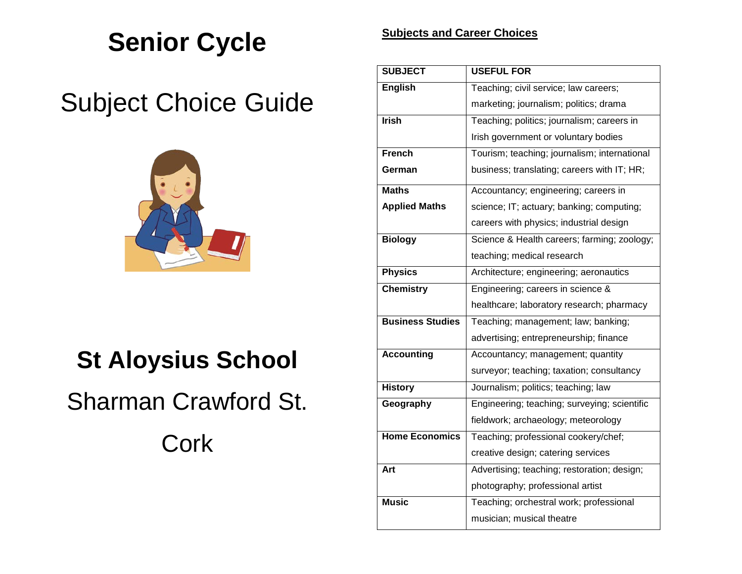# Senior Cycle

## Subject Choice Guide

## St Aloysius School

Sharman Crawford St.

Cork

**Subjects and Career Choices**

| SUBJECT | USEFUL FOR |
|---|---|
| **English** | Teaching; civil service; law careers; marketing; journalism; politics; drama |
| **Irish** | Teaching; politics; journalism; careers in Irish government or voluntary bodies |
| **French** **German** | Tourism; teaching; journalism; international business; translating; careers with IT; HR; |
| **Maths** **Applied Maths** | Accountancy; engineering; careers in science; IT; actuary; banking; computing; careers with physics; industrial design |
| **Biology** | Science & Health careers; farming; zoology; teaching; medical research |
| **Physics** | Architecture; engineering; aeronautics |
| **Chemistry** | Engineering; careers in science & healthcare; laboratory research; pharmacy |
| **Business Studies** | Teaching; management; law; banking; advertising; entrepreneurship; finance |
| **Accounting** | Accountancy; management; quantity surveyor; teaching; taxation; consultancy |
| **History** | Journalism; politics; teaching; law |
| **Geography** | Engineering; teaching; surveying; scientific fieldwork; archaeology; meteorology |
| **Home Economics** | Teaching; professional cookery/chef; creative design; catering services |
| **Art** | Advertising; teaching; restoration; design; photography; professional artist |
| **Music** | Teaching; orchestral work; professional musician; musical theatre |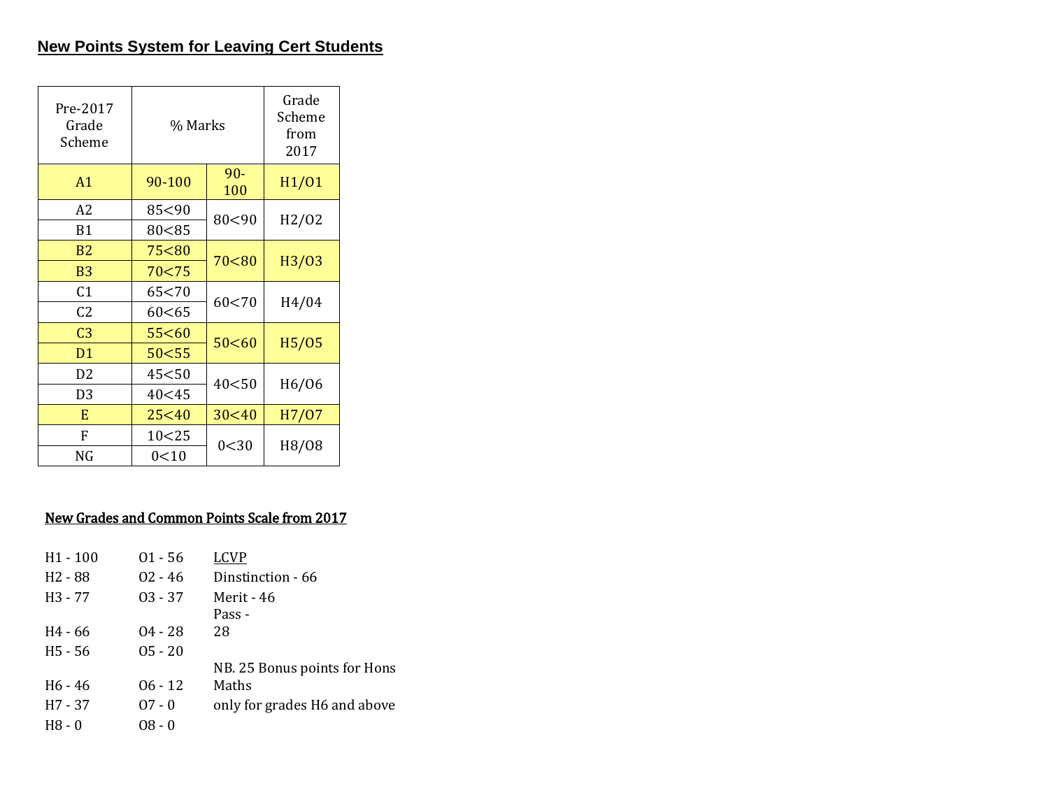## New Points System for Leaving Cert Students

| Pre-2017 Grade Scheme | % Marks | | Grade Scheme from 2017 |
|---|---|---|---|
| A1 | 90-100 | 90-100 | H1/O1 |
| A2 | 85<90 | 80<90 | H2/O2 |
| B1 | 80<85 | | |
| B2 | 75<80 | 70<80 | H3/O3 |
| B3 | 70<75 | | |
| C1 | 65<70 | 60<70 | H4/04 |
| C2 | 60<65 | | |
| C3 | 55<60 | 50<60 | H5/O5 |
| D1 | 50<55 | | |
| D2 | 45<50 | 40<50 | H6/O6 |
| D3 | 40<45 | | |
| E | 25<40 | 30<40 | H7/O7 |
| F | 10<25 | 0<30 | H8/O8 |
| NG | 0<10 | | |

**New Grades and Common Points Scale from 2017**

| | | |
|---|---|---|
| H1 - 100 | O1 - 56 | LCVP |
| H2 - 88 | O2 - 46 | Dinstinction - 66 |
| H3 - 77 | O3 - 37 | Merit - 46 |
| H4 - 66 | O4 - 28 | Pass - 28 |
| H5 - 56 | O5 - 20 | |
| H6 - 46 | O6 - 12 | NB. 25 Bonus points for Hons Maths |
| H7 - 37 | O7 - 0 | only for grades H6 and above |
| H8 - 0 | O8 - 0 | |